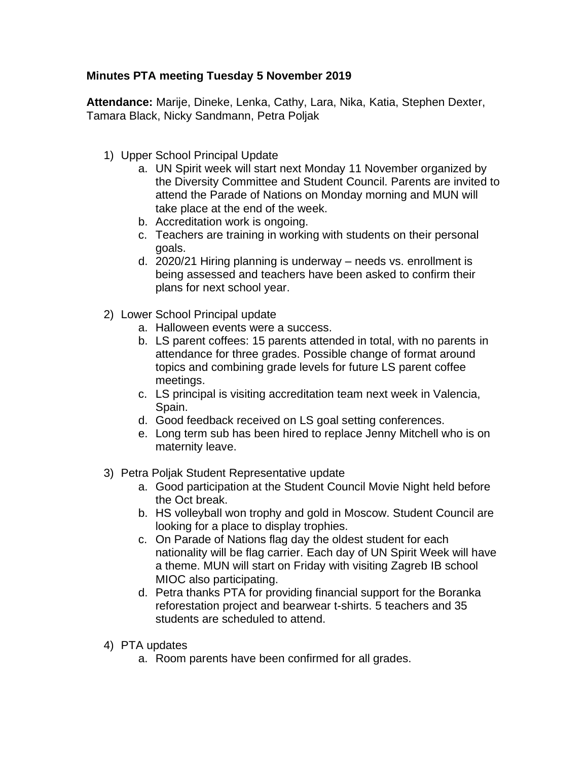**Minutes PTA meeting Tuesday 5 November 2019**

**Attendance:** Marije, Dineke, Lenka, Cathy, Lara, Nika, Katia, Stephen Dexter, Tamara Black, Nicky Sandmann, Petra Poljak

1) Upper School Principal Update
   a. UN Spirit week will start next Monday 11 November organized by the Diversity Committee and Student Council. Parents are invited to attend the Parade of Nations on Monday morning and MUN will take place at the end of the week.
   b. Accreditation work is ongoing.
   c. Teachers are training in working with students on their personal goals.
   d. 2020/21 Hiring planning is underway – needs vs. enrollment is being assessed and teachers have been asked to confirm their plans for next school year.

2) Lower School Principal update
   a. Halloween events were a success.
   b. LS parent coffees: 15 parents attended in total, with no parents in attendance for three grades. Possible change of format around topics and combining grade levels for future LS parent coffee meetings.
   c. LS principal is visiting accreditation team next week in Valencia, Spain.
   d. Good feedback received on LS goal setting conferences.
   e. Long term sub has been hired to replace Jenny Mitchell who is on maternity leave.

3) Petra Poljak Student Representative update
   a. Good participation at the Student Council Movie Night held before the Oct break.
   b. HS volleyball won trophy and gold in Moscow. Student Council are looking for a place to display trophies.
   c. On Parade of Nations flag day the oldest student for each nationality will be flag carrier. Each day of UN Spirit Week will have a theme. MUN will start on Friday with visiting Zagreb IB school MIOC also participating.
   d. Petra thanks PTA for providing financial support for the Boranka reforestation project and bearwear t-shirts. 5 teachers and 35 students are scheduled to attend.

4) PTA updates
   a. Room parents have been confirmed for all grades.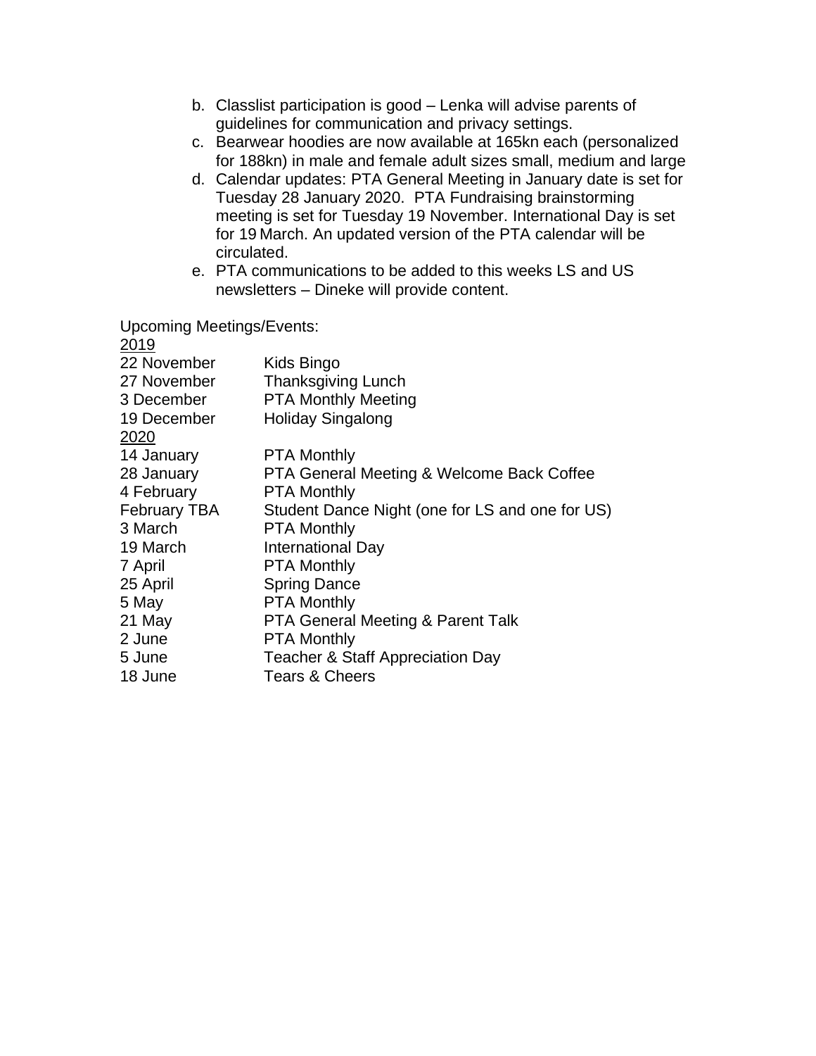b. Classlist participation is good – Lenka will advise parents of guidelines for communication and privacy settings.
c. Bearwear hoodies are now available at 165kn each (personalized for 188kn) in male and female adult sizes small, medium and large
d. Calendar updates: PTA General Meeting in January date is set for Tuesday 28 January 2020. PTA Fundraising brainstorming meeting is set for Tuesday 19 November. International Day is set for 19 March. An updated version of the PTA calendar will be circulated.
e. PTA communications to be added to this weeks LS and US newsletters – Dineke will provide content.

Upcoming Meetings/Events:

| | |
|---|---|
| <u>2019</u> | |
| 22 November | Kids Bingo |
| 27 November | Thanksgiving Lunch |
| 3 December | PTA Monthly Meeting |
| 19 December | Holiday Singalong |
| <u>2020</u> | |
| 14 January | PTA Monthly |
| 28 January | PTA General Meeting & Welcome Back Coffee |
| 4 February | PTA Monthly |
| February TBA | Student Dance Night (one for LS and one for US) |
| 3 March | PTA Monthly |
| 19 March | International Day |
| 7 April | PTA Monthly |
| 25 April | Spring Dance |
| 5 May | PTA Monthly |
| 21 May | PTA General Meeting & Parent Talk |
| 2 June | PTA Monthly |
| 5 June | Teacher & Staff Appreciation Day |
| 18 June | Tears & Cheers |